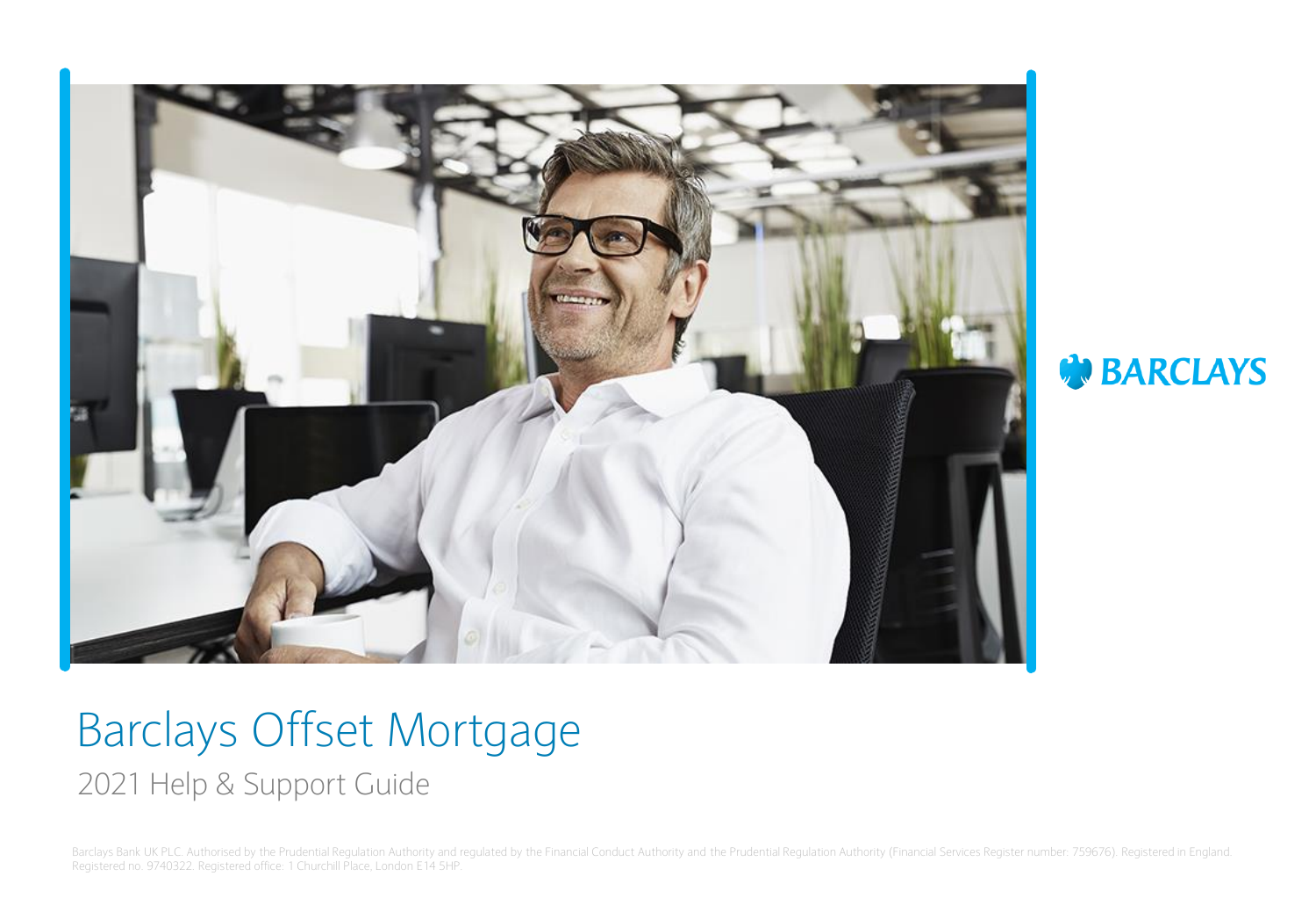BARCLAYS

# Barclays Offset Mortgage

## 2021 Help & Support Guide

Barclays Bank UK PLC. Authorised by the Prudential Regulation Authority and regulated by the Financial Conduct Authority and the Prudential Regulation Authority (Financial Services Register number: 759676). Registered in England. Registered no. 9740322. Registered office: 1 Churchill Place, London E14 5HP.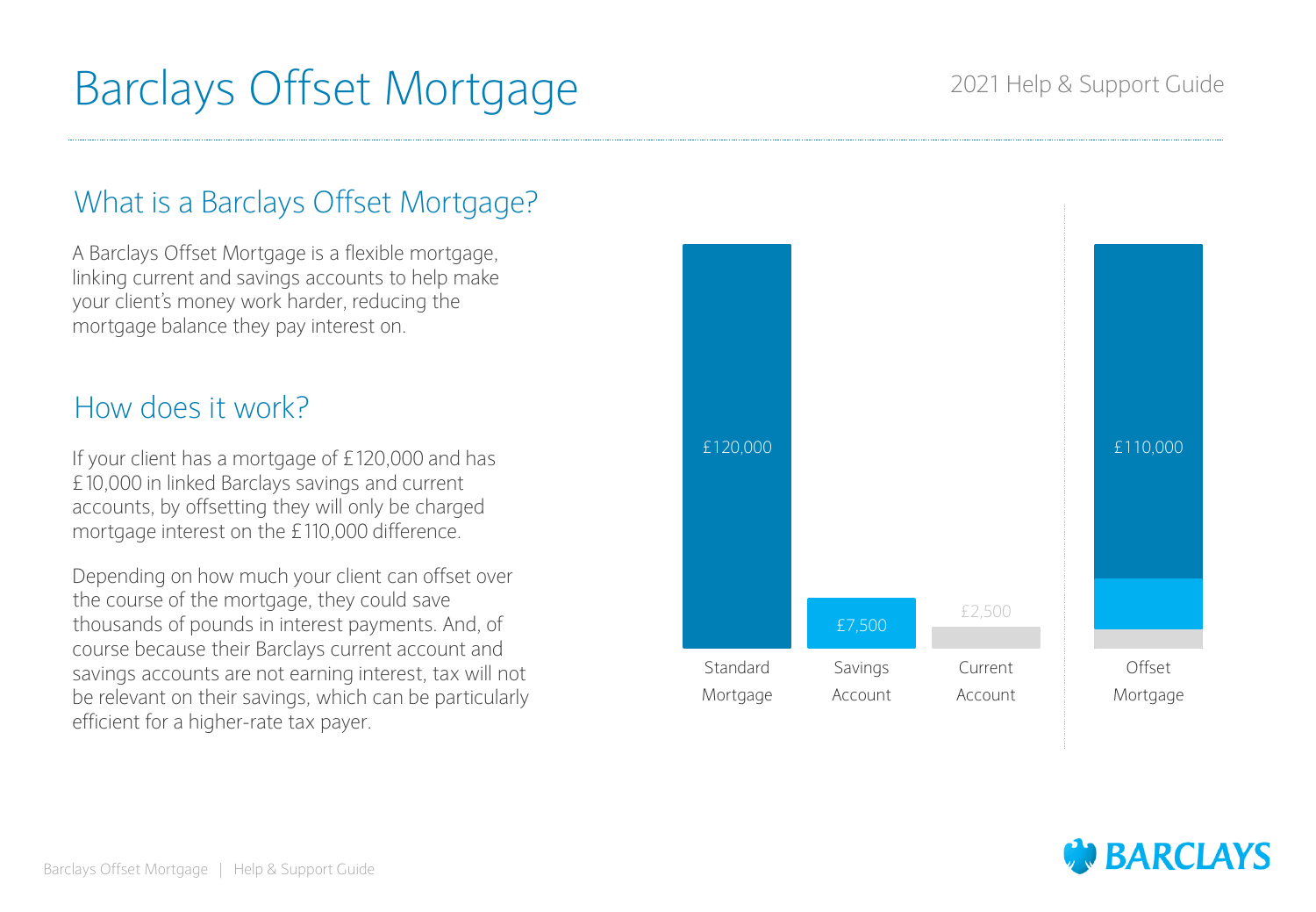# Barclays Offset Mortgage

2021 Help & Support Guide

## What is a Barclays Offset Mortgage?

A Barclays Offset Mortgage is a flexible mortgage, linking current and savings accounts to help make your client's money work harder, reducing the mortgage balance they pay interest on.

## How does it work?

If your client has a mortgage of £120,000 and has £10,000 in linked Barclays savings and current accounts, by offsetting they will only be charged mortgage interest on the £110,000 difference.

Depending on how much your client can offset over the course of the mortgage, they could save thousands of pounds in interest payments. And, of course because their Barclays current account and savings accounts are not earning interest, tax will not be relevant on their savings, which can be particularly efficient for a higher-rate tax payer.

£120,000 Standard Mortgage | £7,500 Savings Account | £2,500 Current Account | £110,000 Offset Mortgage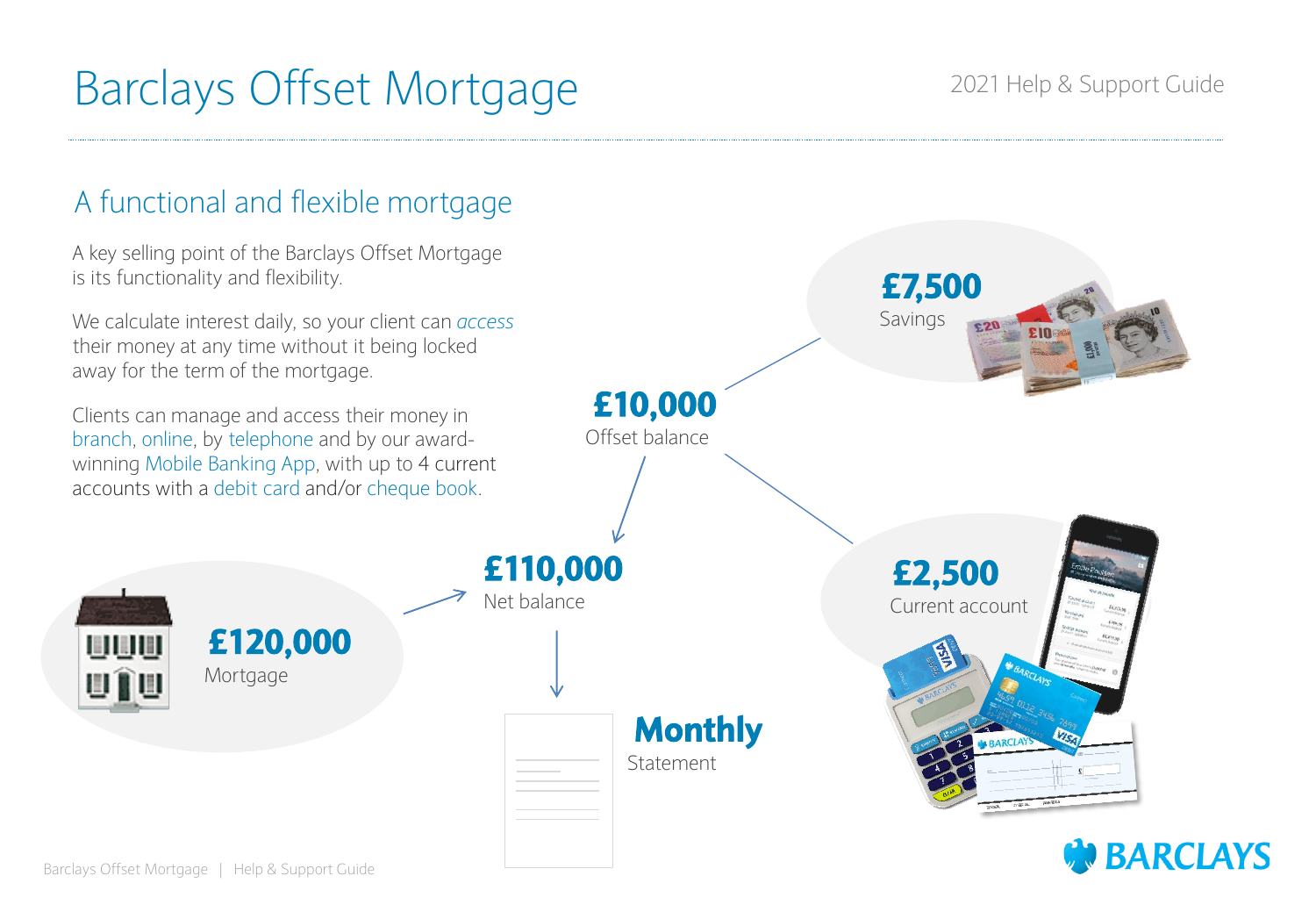# Barclays Offset Mortgage

2021 Help & Support Guide

## A functional and flexible mortgage

A key selling point of the Barclays Offset Mortgage is its functionality and flexibility.

We calculate interest daily, so your client can *access* their money at any time without it being locked away for the term of the mortgage.

Clients can manage and access their money in branch, online, by telephone and by our award-winning Mobile Banking App, with up to 4 current accounts with a debit card and/or cheque book.

**£7,500**
Savings

**£2,500**
Current account

**£10,000**
Offset balance

**£120,000**
Mortgage

**£110,000**
Net balance

**Monthly**
Statement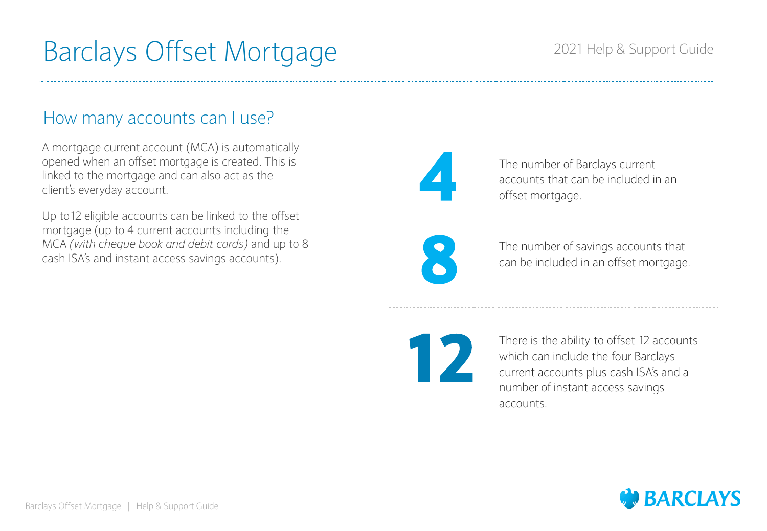# Barclays Offset Mortgage

2021 Help & Support Guide

## How many accounts can I use?

A mortgage current account (MCA) is automatically opened when an offset mortgage is created. This is linked to the mortgage and can also act as the client's everyday account.

Up to 12 eligible accounts can be linked to the offset mortgage (up to 4 current accounts including the MCA *(with cheque book and debit cards)* and up to 8 cash ISA's and instant access savings accounts).

**4**

The number of Barclays current accounts that can be included in an offset mortgage.

**8**

The number of savings accounts that can be included in an offset mortgage.

**12**

There is the ability to offset 12 accounts which can include the four Barclays current accounts plus cash ISA's and a number of instant access savings accounts.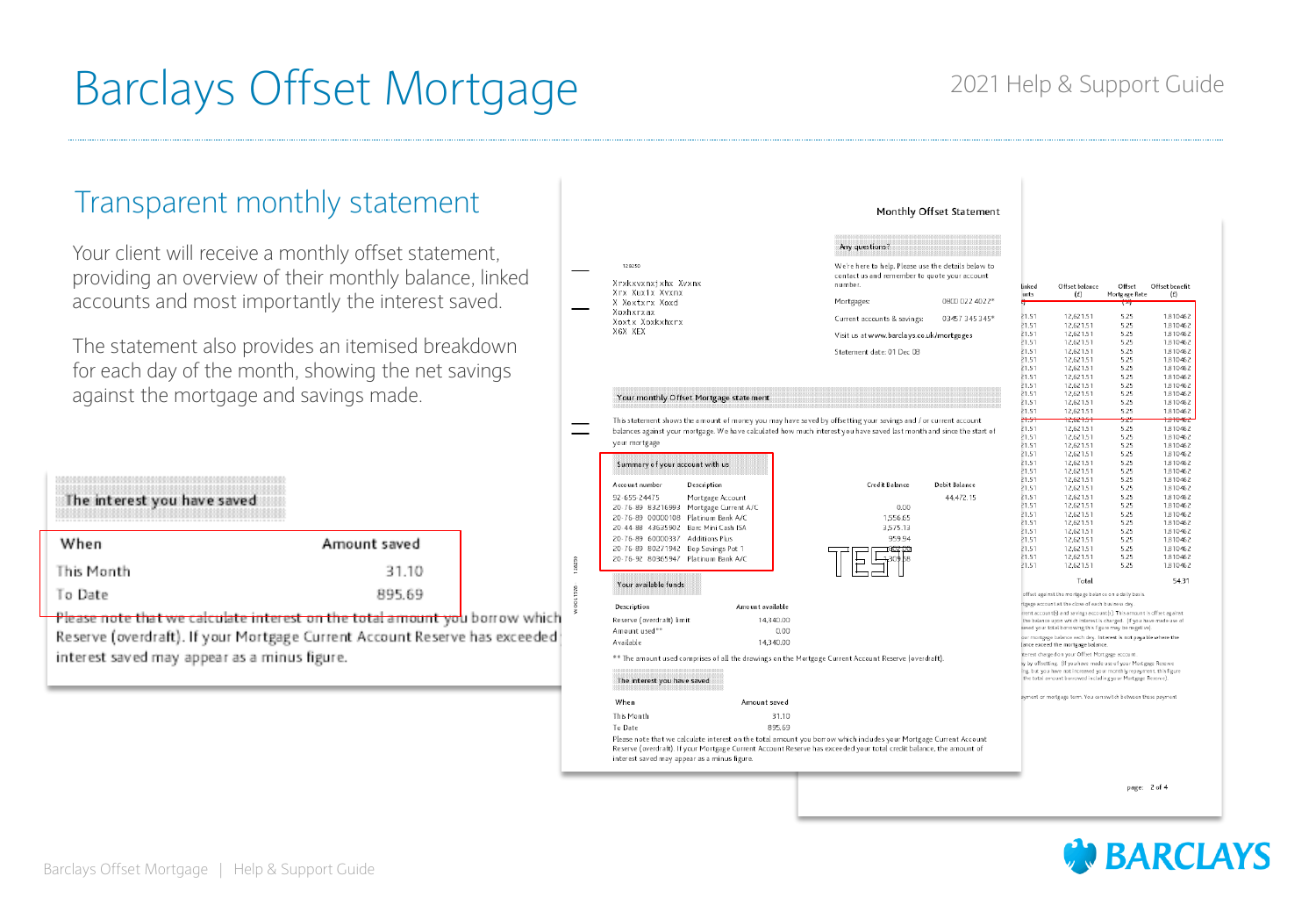# Barclays Offset Mortgage

2021 Help & Support Guide

## Transparent monthly statement

Your client will receive a monthly offset statement, providing an overview of their monthly balance, linked accounts and most importantly the interest saved.

The statement also provides an itemised breakdown for each day of the month, showing the net savings against the mortgage and savings made.

**The interest you have saved**

| When | Amount saved |
|---|---|
| This Month | 31.10 |
| To Date | 895.69 |

Please note that we calculate interest on the total amount you borrow which includes your Mortgage Current Account Reserve (overdraft). If your Mortgage Current Account Reserve has exceeded your total credit balance, the amount of interest saved may appear as a minus figure.

### Monthly Offset Statement

**Any questions?**

We're here to help. Please use the details below to contact us and remember to quote your account number.

Mortgages: 0800 022 4022*

Current accounts & savings: 03457 345 345*

Visit us at www.barclays.co.uk/mortgages

Statement date: 01 Dec 08

**Your monthly Offset Mortgage statement**

This statement shows the amount of money you may have saved by offsetting your savings and / or current account balances against your mortgage. We have calculated how much interest you have saved last month and since the start of your mortgage.

**Summary of your account with us**

| Account number | Description | Credit Balance | Debit Balance |
|---|---|---|---|
| 92-655-24475 | Mortgage Account | | 44,472.15 |
| 20-76-89 83216993 | Mortgage Current A/C | 0.00 | |
| 20-76-89 00000108 | Platinum Bank A/C | 1,556.65 | |
| 20-44-88 43625902 | Barc Mini Cash ISA | 3,575.13 | |
| 20-76-89 60000337 | Additions Plus | 959.94 | |
| 20-76-89 80271942 | Bop Savings Pot 1 | | |
| 20-76-92 80305947 | Platinum Bank A/C | | |

**Your available funds**

| Description | Amount available |
|---|---|
| Reserve (overdraft) limit | 14,340.00 |
| Amount used** | 0.00 |
| Available | 14,340.00 |

** The amount used comprises of all the drawings on the Mortgage Current Account Reserve (overdraft).

**The interest you have saved**

| When | Amount saved |
|---|---|
| This Month | 31.10 |
| To Date | 895.69 |

Please note that we calculate interest on the total amount you borrow which includes your Mortgage Current Account Reserve (overdraft). If your Mortgage Current Account Reserve has exceeded your total credit balance, the amount of interest saved may appear as a minus figure.

| Linked accounts (£) | Offset balance (£) | Offset Mortgage Rate (%) | Offset benefit (£) |
|---|---|---|---|
| 21.51 | 12,621.51 | 5.25 | 1.810462 |
| 21.51 | 12,621.51 | 5.25 | 1.810462 |
| 21.51 | 12,621.51 | 5.25 | 1.810462 |
| 21.51 | 12,621.51 | 5.25 | 1.810462 |
| 21.51 | 12,621.51 | 5.25 | 1.810462 |
| 21.51 | 12,621.51 | 5.25 | 1.810462 |
| 21.51 | 12,621.51 | 5.25 | 1.810462 |
| 21.51 | 12,621.51 | 5.25 | 1.810462 |
| 21.51 | 12,621.51 | 5.25 | 1.810462 |
| 21.51 | 12,621.51 | 5.25 | 1.810462 |
| 21.51 | 12,621.51 | 5.25 | 1.810462 |
| 21.51 | 12,621.51 | 5.25 | 1.810462 |
| 21.51 | 12,621.51 | 5.25 | 1.810462 |
| 21.51 | 12,621.51 | 5.25 | 1.810462 |
| 21.51 | 12,621.51 | 5.25 | 1.810462 |
| 21.51 | 12,621.51 | 5.25 | 1.810462 |
| 21.51 | 12,621.51 | 5.25 | 1.810462 |
| 21.51 | 12,621.51 | 5.25 | 1.810462 |
| 21.51 | 12,621.51 | 5.25 | 1.810462 |
| 21.51 | 12,621.51 | 5.25 | 1.810462 |
| 21.51 | 12,621.51 | 5.25 | 1.810462 |
| 21.51 | 12,621.51 | 5.25 | 1.810462 |
| 21.51 | 12,621.51 | 5.25 | 1.810462 |
| 21.51 | 12,621.51 | 5.25 | 1.810462 |
| 21.51 | 12,621.51 | 5.25 | 1.810462 |
| 21.51 | 12,621.51 | 5.25 | 1.810462 |
| 21.51 | 12,621.51 | 5.25 | 1.810462 |
| 21.51 | 12,621.51 | 5.25 | 1.810462 |
| 21.51 | 12,621.51 | 5.25 | 1.810462 |
| 21.51 | 12,621.51 | 5.25 | 1.810462 |
| | Total | | 54.31 |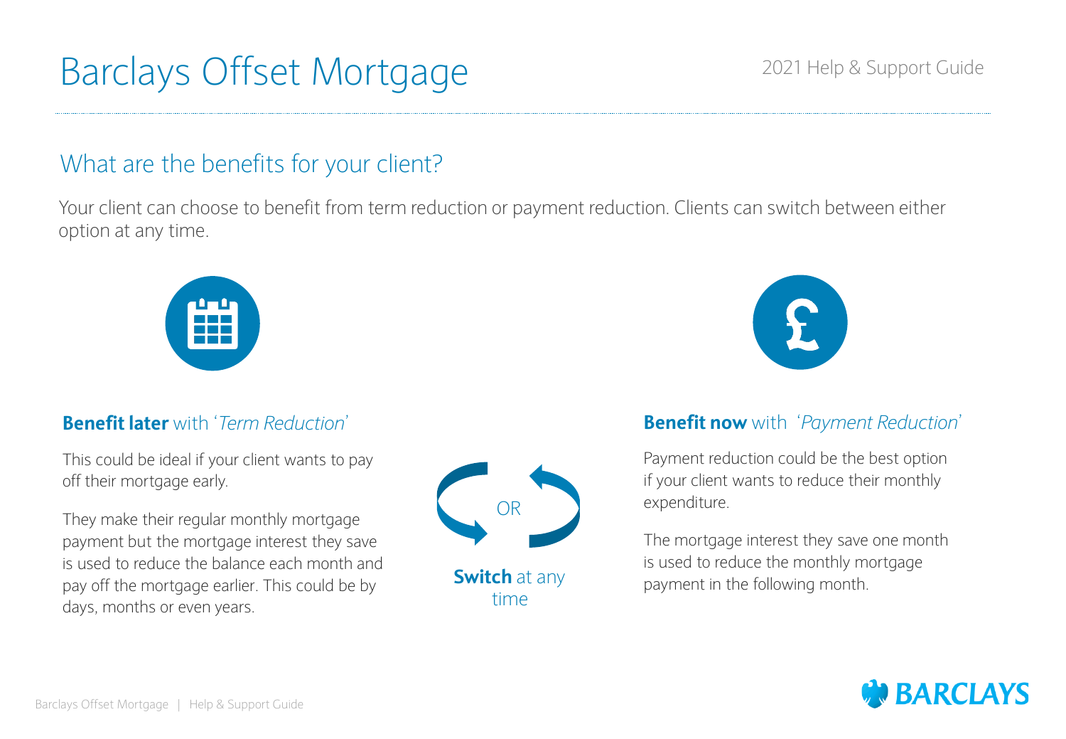# Barclays Offset Mortgage

2021 Help & Support Guide

## What are the benefits for your client?

Your client can choose to benefit from term reduction or payment reduction. Clients can switch between either option at any time.

### **Benefit later** with '*Term Reduction*'

This could be ideal if your client wants to pay off their mortgage early.

They make their regular monthly mortgage payment but the mortgage interest they save is used to reduce the balance each month and pay off the mortgage earlier. This could be by days, months or even years.

OR

**Switch** at any time

### **Benefit now** with '*Payment Reduction*'

Payment reduction could be the best option if your client wants to reduce their monthly expenditure.

The mortgage interest they save one month is used to reduce the monthly mortgage payment in the following month.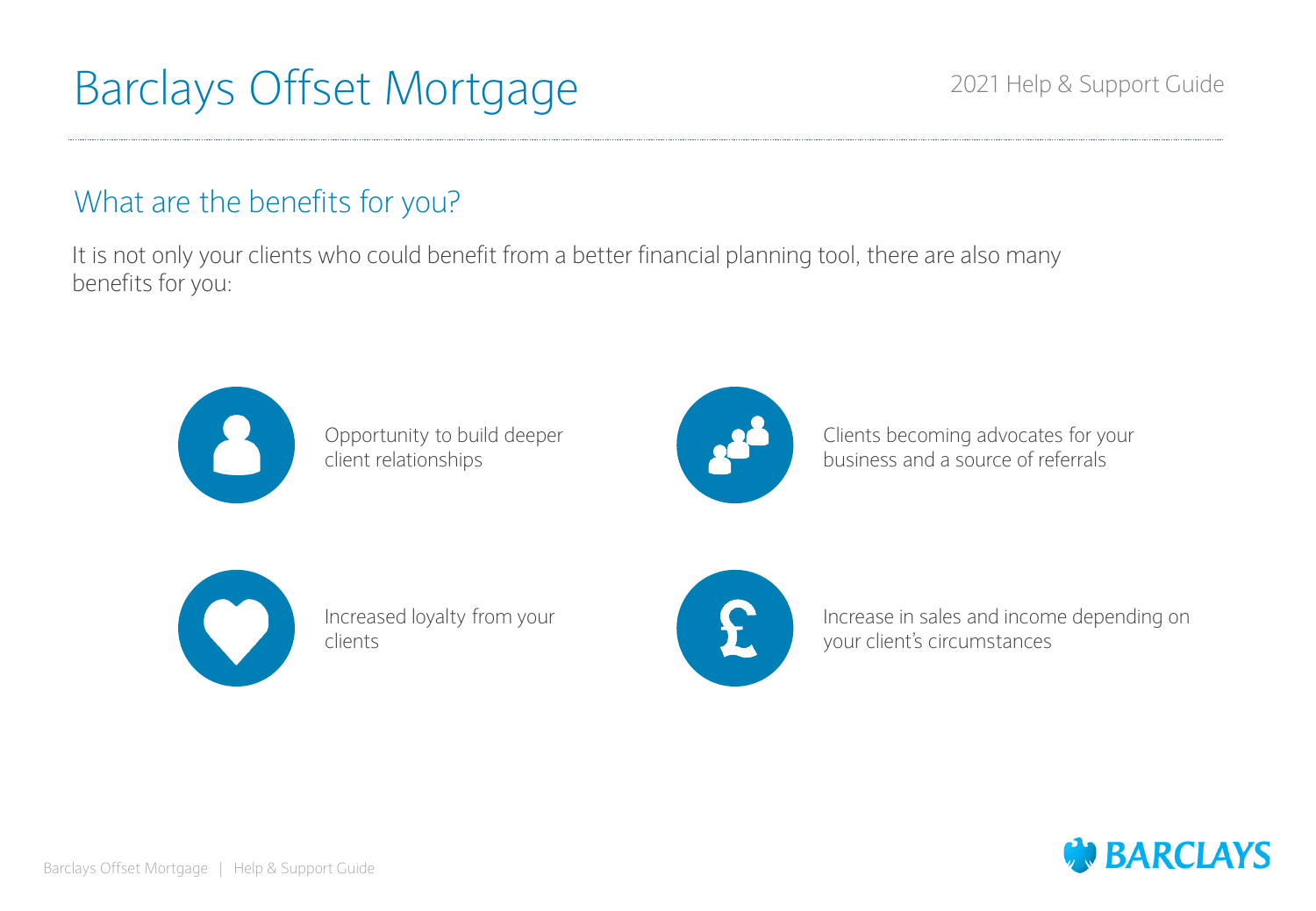# Barclays Offset Mortgage

2021 Help & Support Guide

## What are the benefits for you?

It is not only your clients who could benefit from a better financial planning tool, there are also many benefits for you:

- Opportunity to build deeper client relationships
- Clients becoming advocates for your business and a source of referrals
- Increased loyalty from your clients
- Increase in sales and income depending on your client's circumstances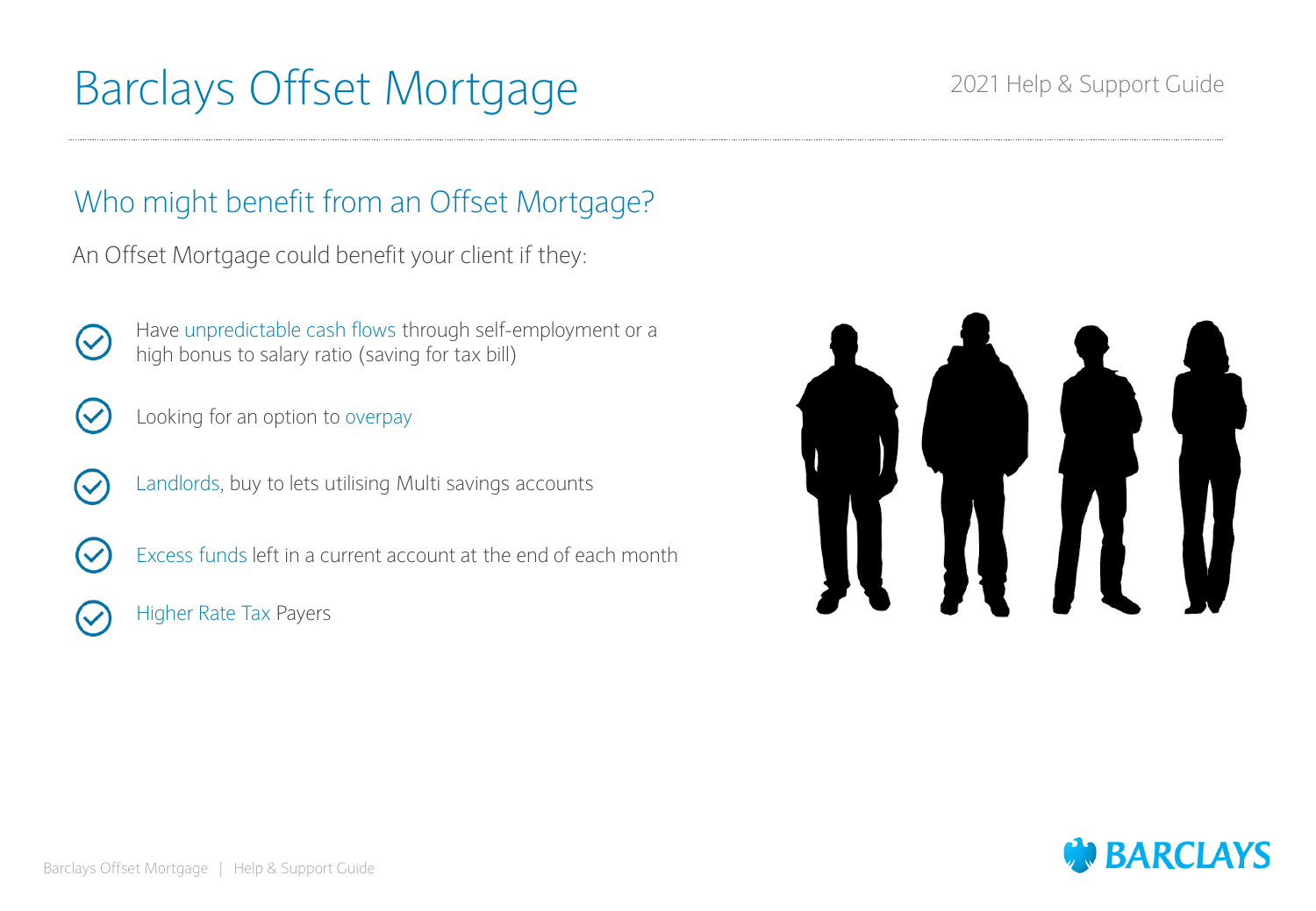# Barclays Offset Mortgage

2021 Help & Support Guide

## Who might benefit from an Offset Mortgage?

An Offset Mortgage could benefit your client if they:

- Have unpredictable cash flows through self-employment or a high bonus to salary ratio (saving for tax bill)
- Looking for an option to overpay
- Landlords, buy to lets utilising Multi savings accounts
- Excess funds left in a current account at the end of each month
- Higher Rate Tax Payers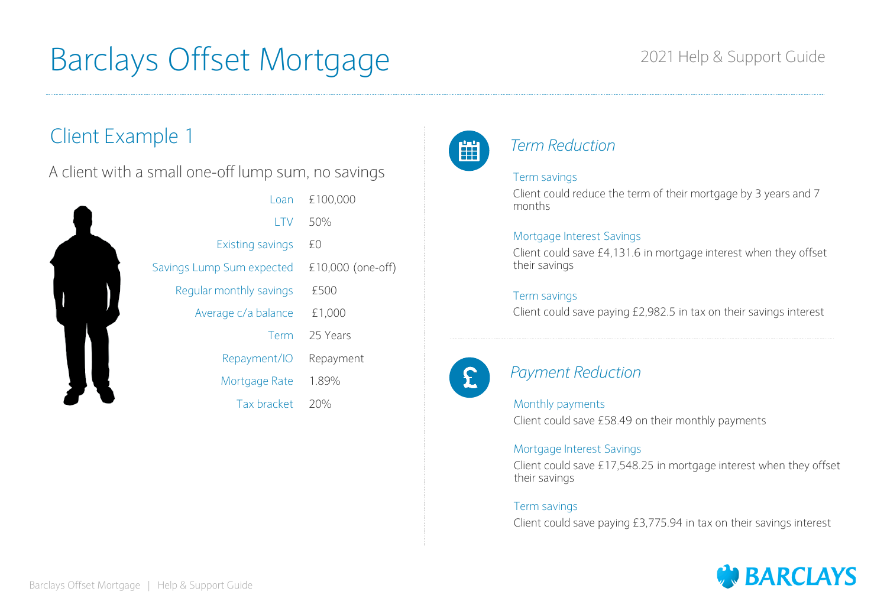# Barclays Offset Mortgage

2021 Help & Support Guide

## Client Example 1

A client with a small one-off lump sum, no savings

| | |
|---|---|
| Loan | £100,000 |
| LTV | 50% |
| Existing savings | £0 |
| Savings Lump Sum expected | £10,000 (one-off) |
| Regular monthly savings | £500 |
| Average c/a balance | £1,000 |
| Term | 25 Years |
| Repayment/IO | Repayment |
| Mortgage Rate | 1.89% |
| Tax bracket | 20% |

### *Term Reduction*

**Term savings**

Client could reduce the term of their mortgage by 3 years and 7 months

**Mortgage Interest Savings**

Client could save £4,131.6 in mortgage interest when they offset their savings

**Term savings**

Client could save paying £2,982.5 in tax on their savings interest

### *Payment Reduction*

**Monthly payments**

Client could save £58.49 on their monthly payments

**Mortgage Interest Savings**

Client could save £17,548.25 in mortgage interest when they offset their savings

**Term savings**

Client could save paying £3,775.94 in tax on their savings interest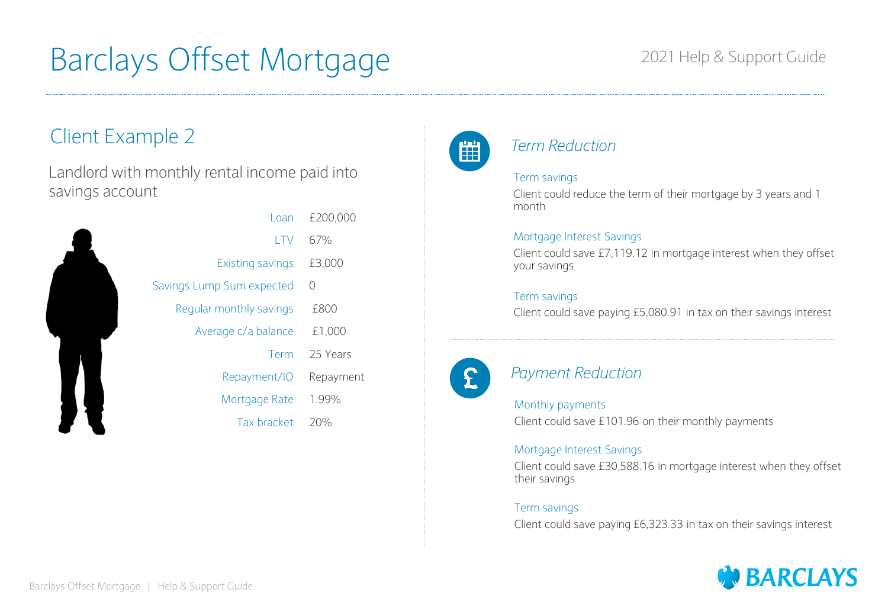# Barclays Offset Mortgage

2021 Help & Support Guide

## Client Example 2

Landlord with monthly rental income paid into savings account

| | |
|---|---|
| Loan | £200,000 |
| LTV | 67% |
| Existing savings | £3,000 |
| Savings Lump Sum expected | 0 |
| Regular monthly savings | £800 |
| Average c/a balance | £1,000 |
| Term | 25 Years |
| Repayment/IO | Repayment |
| Mortgage Rate | 1.99% |
| Tax bracket | 20% |

### *Term Reduction*

Term savings

Client could reduce the term of their mortgage by 3 years and 1 month

Mortgage Interest Savings

Client could save £7,119.12 in mortgage interest when they offset your savings

Term savings

Client could save paying £5,080.91 in tax on their savings interest

### *Payment Reduction*

Monthly payments

Client could save £101.96 on their monthly payments

Mortgage Interest Savings

Client could save £30,588.16 in mortgage interest when they offset their savings

Term savings

Client could save paying £6,323.33 in tax on their savings interest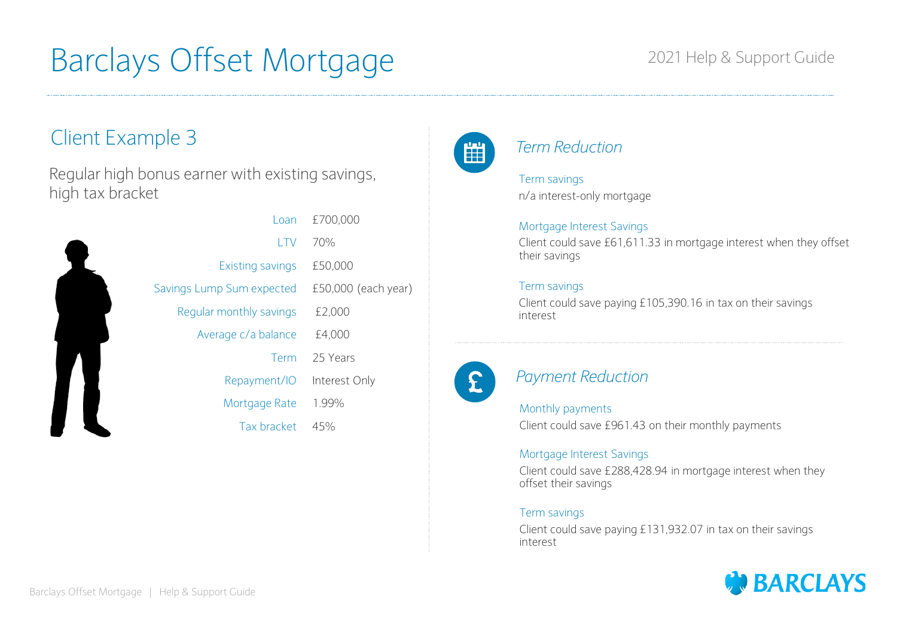# Barclays Offset Mortgage

2021 Help & Support Guide

## Client Example 3

Regular high bonus earner with existing savings, high tax bracket

| | |
|---|---|
| Loan | £700,000 |
| LTV | 70% |
| Existing savings | £50,000 |
| Savings Lump Sum expected | £50,000 (each year) |
| Regular monthly savings | £2,000 |
| Average c/a balance | £4,000 |
| Term | 25 Years |
| Repayment/IO | Interest Only |
| Mortgage Rate | 1.99% |
| Tax bracket | 45% |

### *Term Reduction*

Term savings
n/a interest-only mortgage

Mortgage Interest Savings
Client could save £61,611.33 in mortgage interest when they offset their savings

Term savings
Client could save paying £105,390.16 in tax on their savings interest

### *Payment Reduction*

Monthly payments
Client could save £961.43 on their monthly payments

Mortgage Interest Savings
Client could save £288,428.94 in mortgage interest when they offset their savings

Term savings
Client could save paying £131,932.07 in tax on their savings interest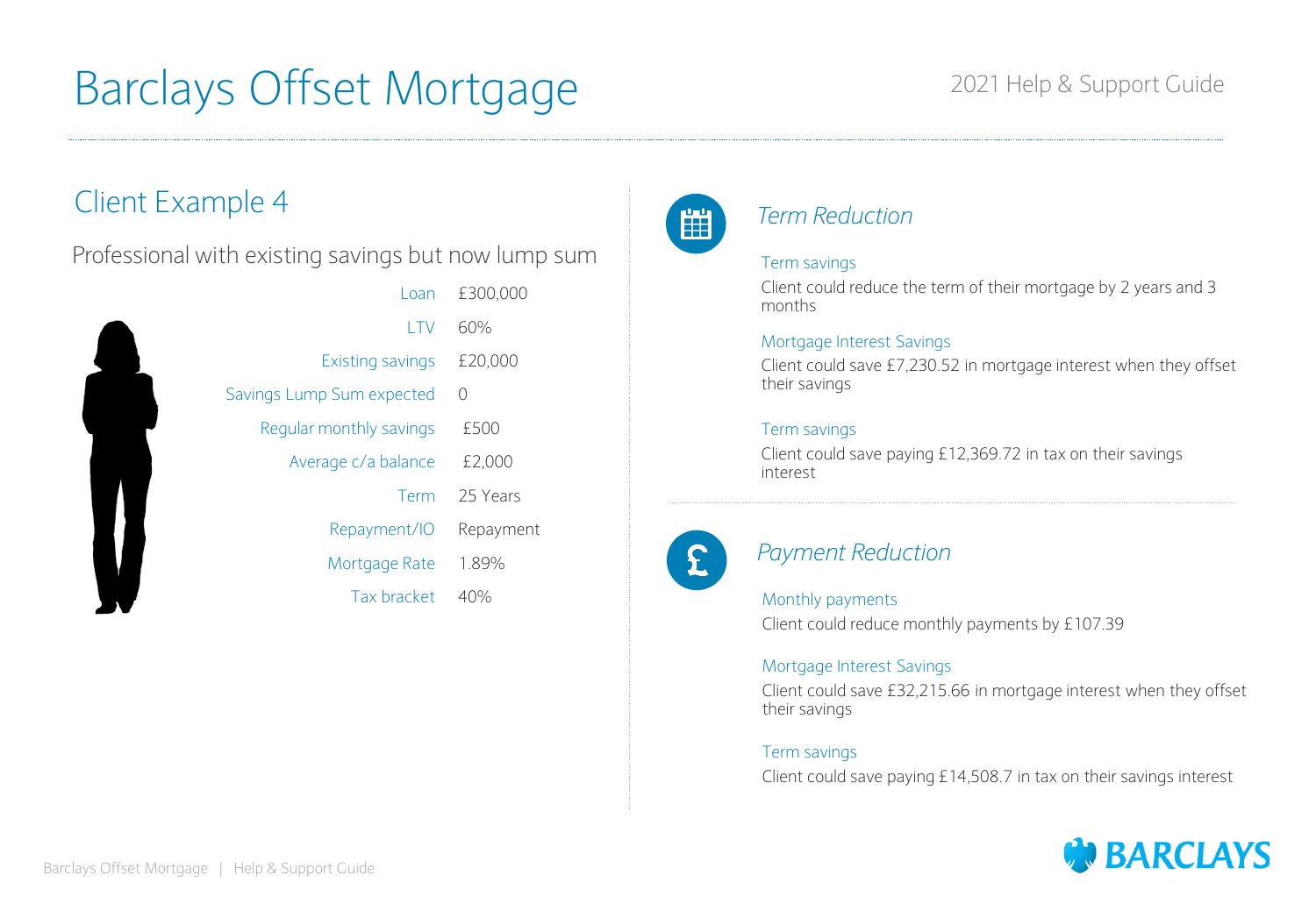# Barclays Offset Mortgage

2021 Help & Support Guide

## Client Example 4

Professional with existing savings but now lump sum

| | |
|---|---|
| Loan | £300,000 |
| LTV | 60% |
| Existing savings | £20,000 |
| Savings Lump Sum expected | 0 |
| Regular monthly savings | £500 |
| Average c/a balance | £2,000 |
| Term | 25 Years |
| Repayment/IO | Repayment |
| Mortgage Rate | 1.89% |
| Tax bracket | 40% |

### *Term Reduction*

Term savings

Client could reduce the term of their mortgage by 2 years and 3 months

Mortgage Interest Savings

Client could save £7,230.52 in mortgage interest when they offset their savings

Term savings

Client could save paying £12,369.72 in tax on their savings interest

### *Payment Reduction*

Monthly payments

Client could reduce monthly payments by £107.39

Mortgage Interest Savings

Client could save £32,215.66 in mortgage interest when they offset their savings

Term savings

Client could save paying £14,508.7 in tax on their savings interest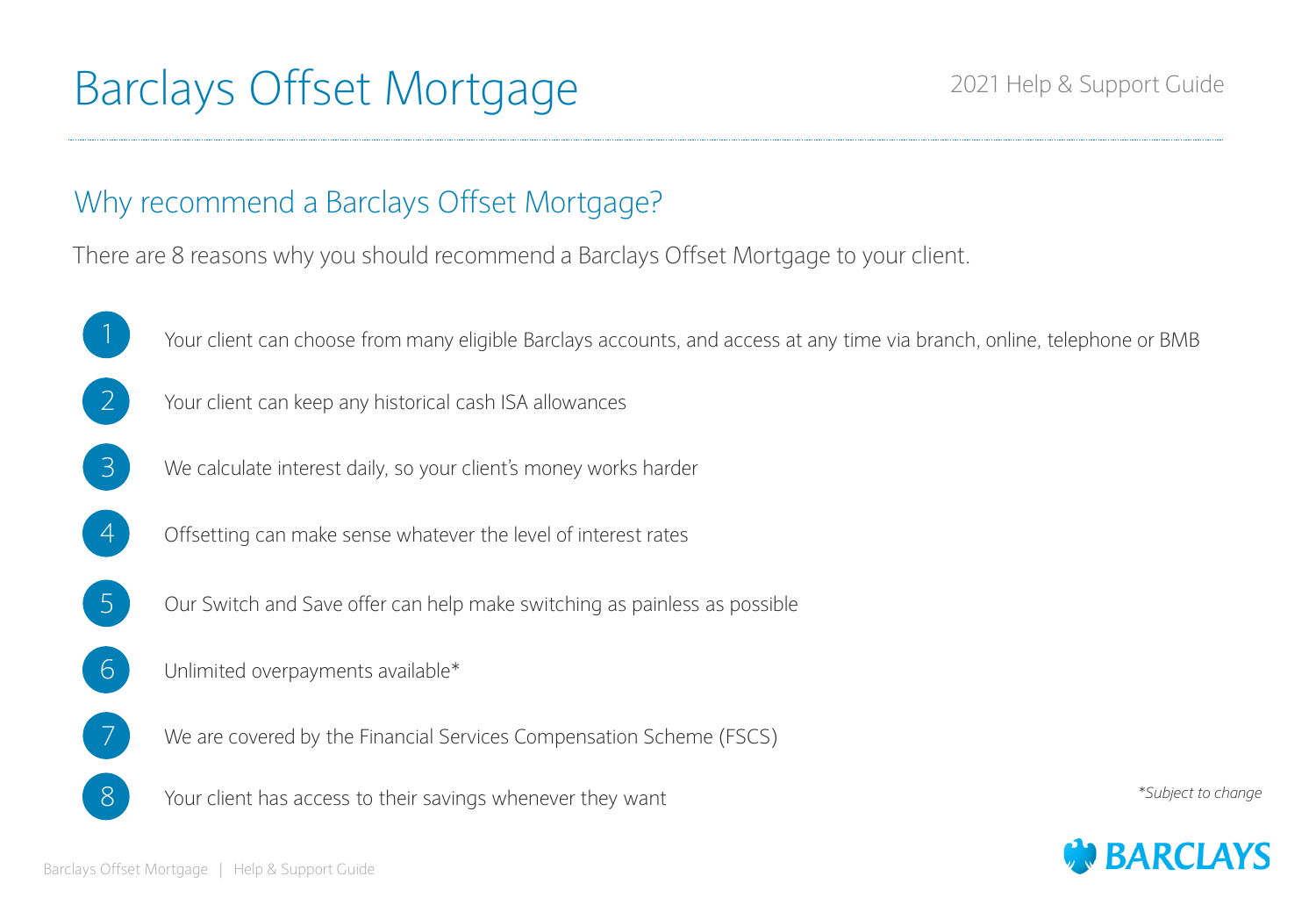# Barclays Offset Mortgage

2021 Help & Support Guide

## Why recommend a Barclays Offset Mortgage?

There are 8 reasons why you should recommend a Barclays Offset Mortgage to your client.

1. Your client can choose from many eligible Barclays accounts, and access at any time via branch, online, telephone or BMB
2. Your client can keep any historical cash ISA allowances
3. We calculate interest daily, so your client's money works harder
4. Offsetting can make sense whatever the level of interest rates
5. Our Switch and Save offer can help make switching as painless as possible
6. Unlimited overpayments available*
7. We are covered by the Financial Services Compensation Scheme (FSCS)
8. Your client has access to their savings whenever they want

*\*Subject to change*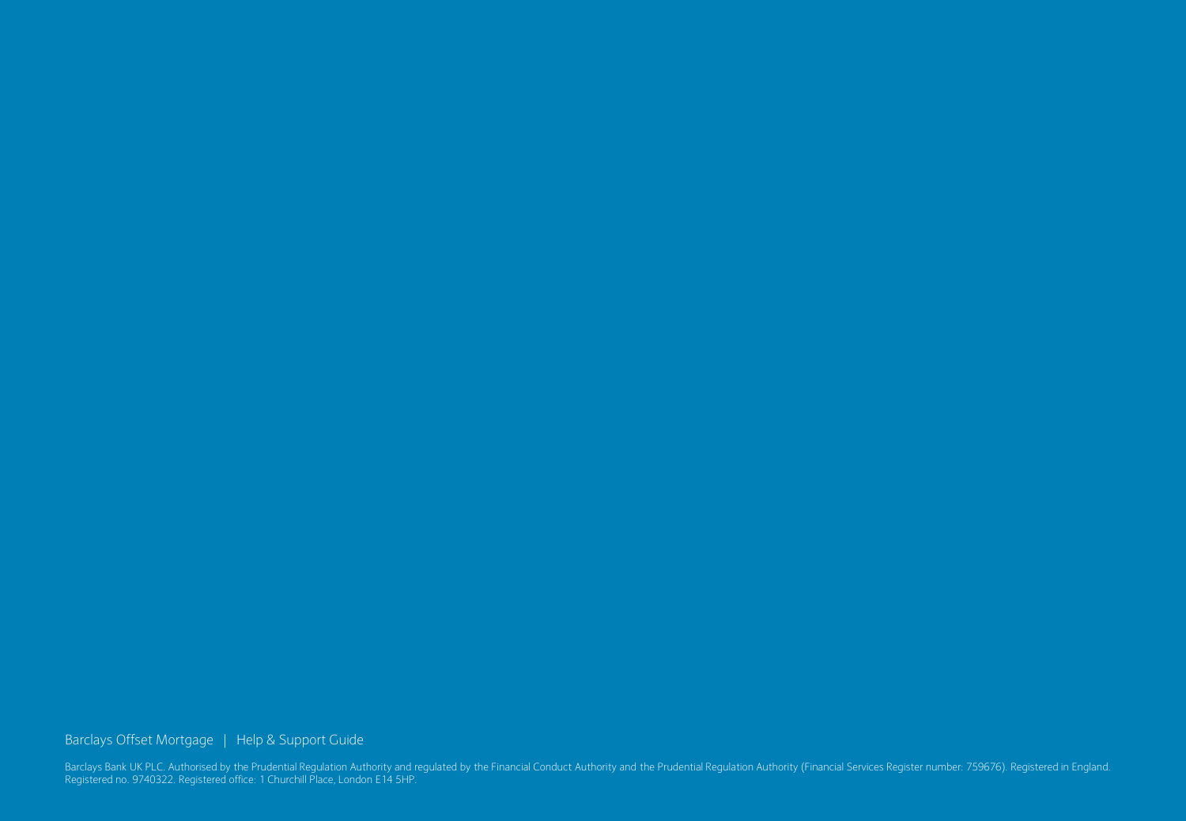Barclays Offset Mortgage | Help & Support Guide

Barclays Bank UK PLC. Authorised by the Prudential Regulation Authority and regulated by the Financial Conduct Authority and the Prudential Regulation Authority (Financial Services Register number: 759676). Registered in England. Registered no. 9740322. Registered office: 1 Churchill Place, London E14 5HP.